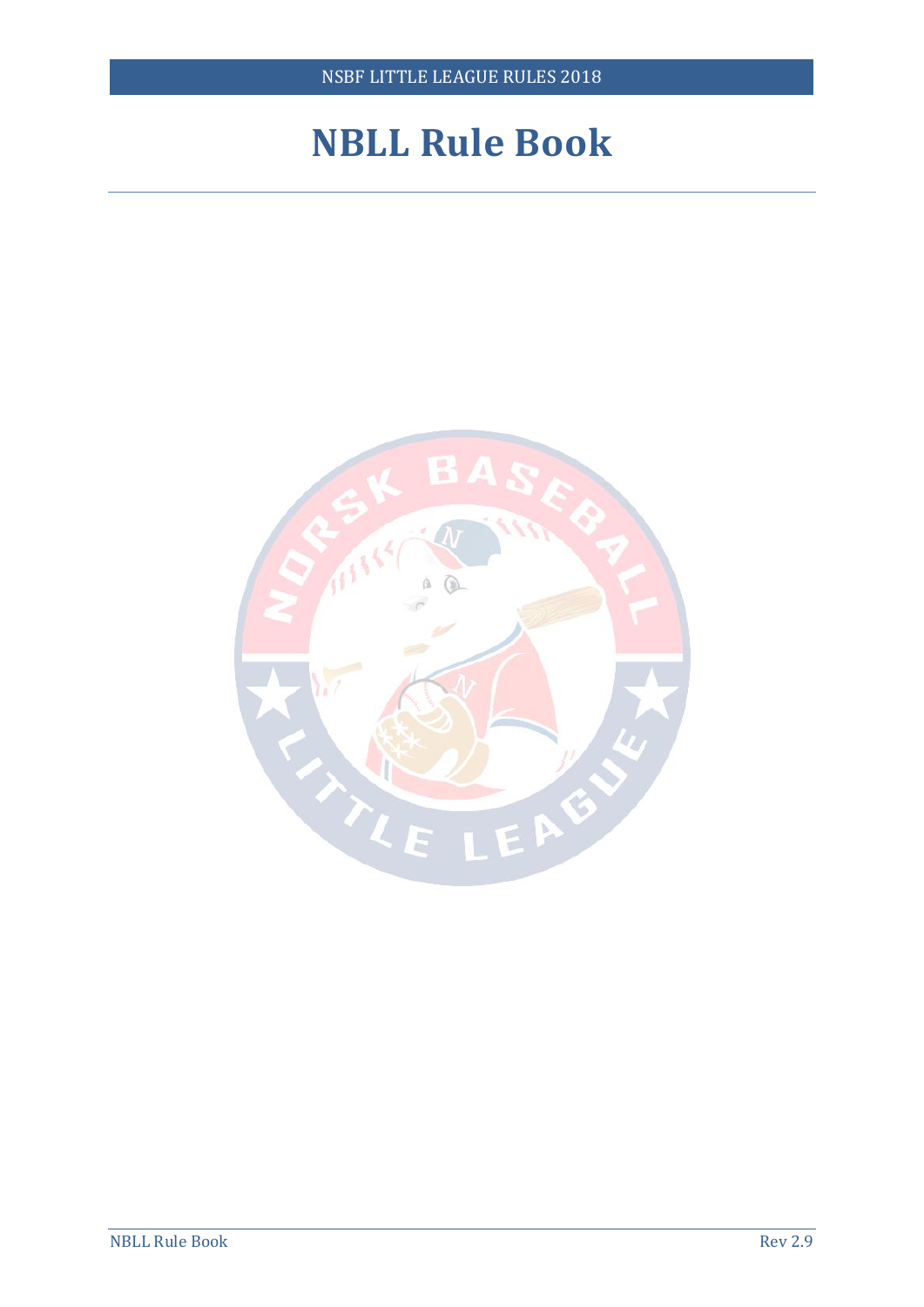# NBLL Rule Book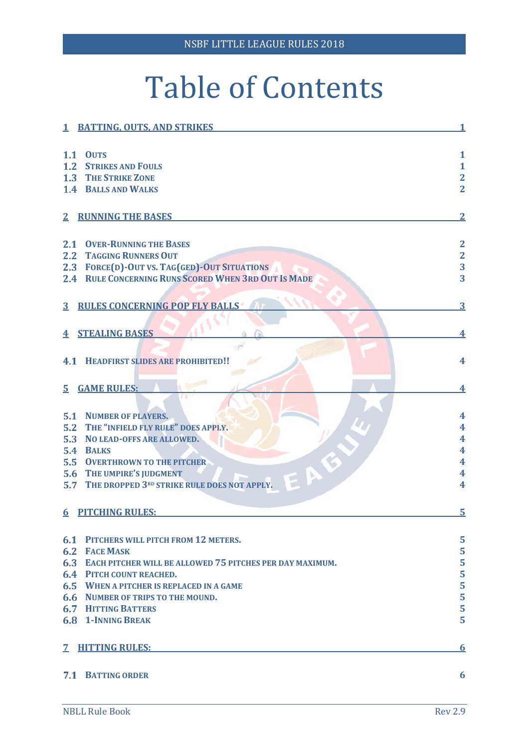# Table of Contents

| | |
|---|---|
| **1 BATTING, OUTS, AND STRIKES** | **1** |
| 1.1 OUTS | 1 |
| 1.2 STRIKES AND FOULS | 1 |
| 1.3 THE STRIKE ZONE | 2 |
| 1.4 BALLS AND WALKS | 2 |
| **2 RUNNING THE BASES** | **2** |
| 2.1 OVER-RUNNING THE BASES | 2 |
| 2.2 TAGGING RUNNERS OUT | 2 |
| 2.3 FORCE(D)-OUT VS. TAG(GED)-OUT SITUATIONS | 3 |
| 2.4 RULE CONCERNING RUNS SCORED WHEN 3RD OUT IS MADE | 3 |
| **3 RULES CONCERNING POP FLY BALLS** | **3** |
| **4 STEALING BASES** | **4** |
| 4.1 HEADFIRST SLIDES ARE PROHIBITED!! | 4 |
| **5 GAME RULES:** | **4** |
| 5.1 NUMBER OF PLAYERS. | 4 |
| 5.2 THE "INFIELD FLY RULE" DOES APPLY. | 4 |
| 5.3 NO LEAD-OFFS ARE ALLOWED. | 4 |
| 5.4 BALKS | 4 |
| 5.5 OVERTHROWN TO THE PITCHER | 4 |
| 5.6 THE UMPIRE'S JUDGMENT | 4 |
| 5.7 THE DROPPED 3RD STRIKE RULE DOES NOT APPLY. | 4 |
| **6 PITCHING RULES:** | **5** |
| 6.1 PITCHERS WILL PITCH FROM 12 METERS. | 5 |
| 6.2 FACE MASK | 5 |
| 6.3 EACH PITCHER WILL BE ALLOWED 75 PITCHES PER DAY MAXIMUM. | 5 |
| 6.4 PITCH COUNT REACHED. | 5 |
| 6.5 WHEN A PITCHER IS REPLACED IN A GAME | 5 |
| 6.6 NUMBER OF TRIPS TO THE MOUND. | 5 |
| 6.7 HITTING BATTERS | 5 |
| 6.8 1-INNING BREAK | 5 |
| **7 HITTING RULES:** | **6** |
| 7.1 BATTING ORDER | 6 |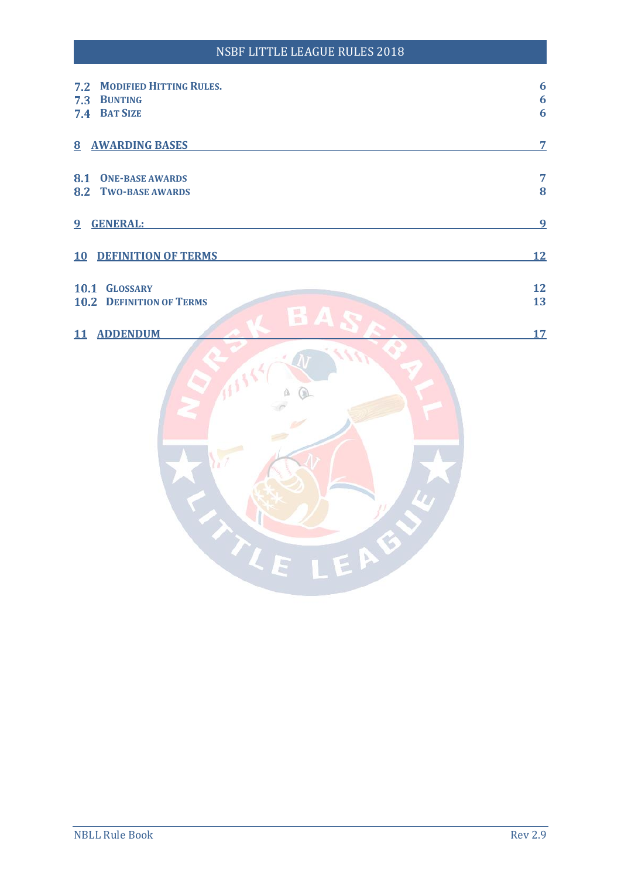**7.2 MODIFIED HITTING RULES.** 6
**7.3 BUNTING** 6
**7.4 BAT SIZE** 6

**8 AWARDING BASES** 7

**8.1 ONE-BASE AWARDS** 7
**8.2 TWO-BASE AWARDS** 8

**9 GENERAL:** 9

**10 DEFINITION OF TERMS** 12

**10.1 GLOSSARY** 12
**10.2 DEFINITION OF TERMS** 13

**11 ADDENDUM** 17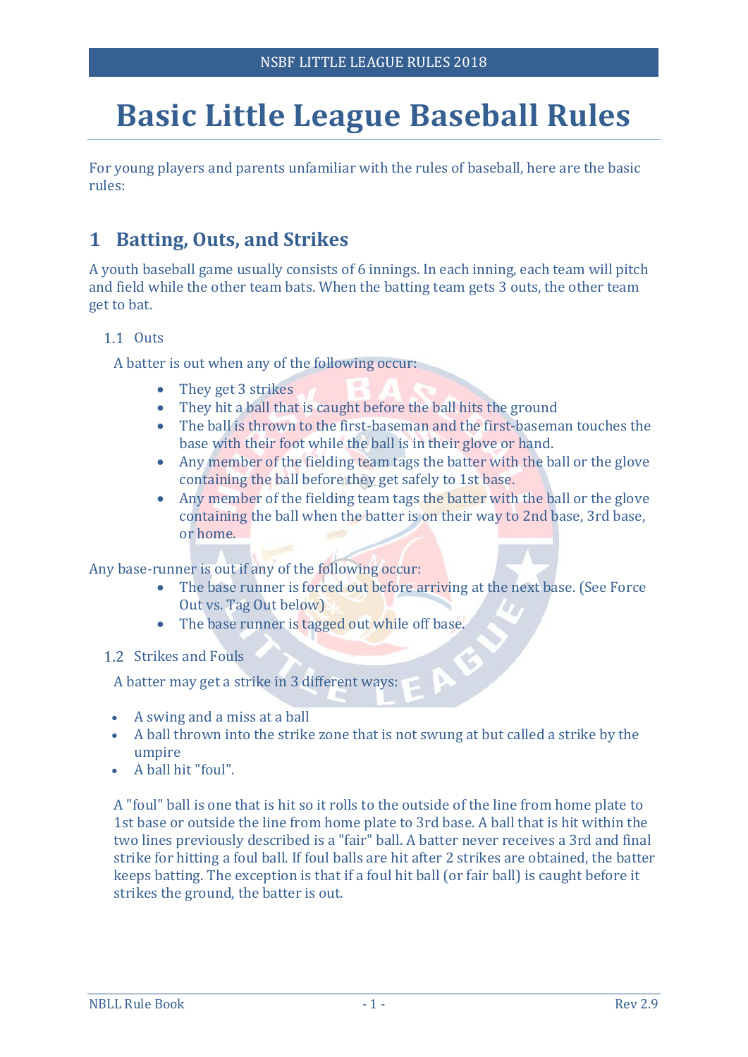# Basic Little League Baseball Rules

For young players and parents unfamiliar with the rules of baseball, here are the basic rules:

## 1 Batting, Outs, and Strikes

A youth baseball game usually consists of 6 innings. In each inning, each team will pitch and field while the other team bats. When the batting team gets 3 outs, the other team get to bat.

### 1.1 Outs

A batter is out when any of the following occur:

- They get 3 strikes
- They hit a ball that is caught before the ball hits the ground
- The ball is thrown to the first-baseman and the first-baseman touches the base with their foot while the ball is in their glove or hand.
- Any member of the fielding team tags the batter with the ball or the glove containing the ball before they get safely to 1st base.
- Any member of the fielding team tags the batter with the ball or the glove containing the ball when the batter is on their way to 2nd base, 3rd base, or home.

Any base-runner is out if any of the following occur:

- The base runner is forced out before arriving at the next base. (See Force Out vs. Tag Out below)
- The base runner is tagged out while off base.

### 1.2 Strikes and Fouls

A batter may get a strike in 3 different ways:

- A swing and a miss at a ball
- A ball thrown into the strike zone that is not swung at but called a strike by the umpire
- A ball hit "foul".

A "foul" ball is one that is hit so it rolls to the outside of the line from home plate to 1st base or outside the line from home plate to 3rd base. A ball that is hit within the two lines previously described is a "fair" ball. A batter never receives a 3rd and final strike for hitting a foul ball. If foul balls are hit after 2 strikes are obtained, the batter keeps batting. The exception is that if a foul hit ball (or fair ball) is caught before it strikes the ground, the batter is out.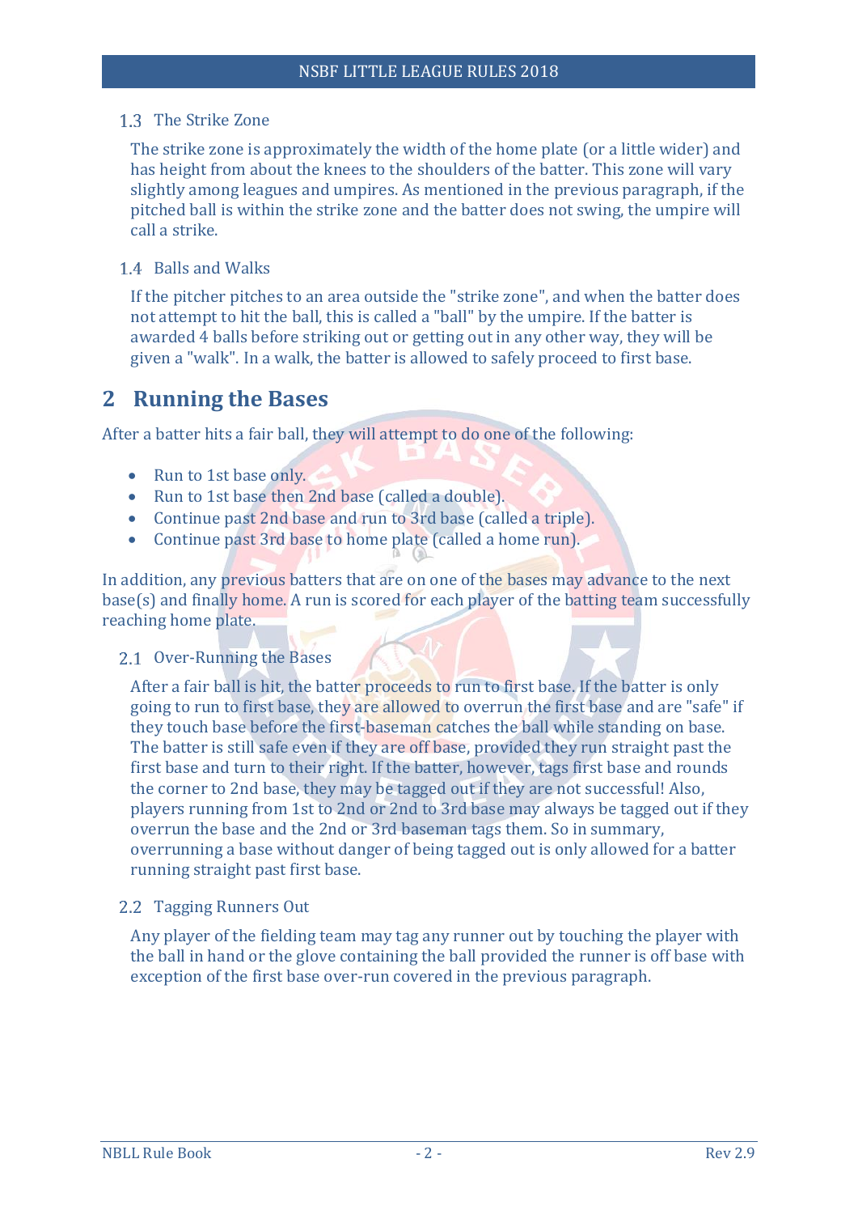### 1.3 The Strike Zone

The strike zone is approximately the width of the home plate (or a little wider) and has height from about the knees to the shoulders of the batter. This zone will vary slightly among leagues and umpires. As mentioned in the previous paragraph, if the pitched ball is within the strike zone and the batter does not swing, the umpire will call a strike.

### 1.4 Balls and Walks

If the pitcher pitches to an area outside the "strike zone", and when the batter does not attempt to hit the ball, this is called a "ball" by the umpire. If the batter is awarded 4 balls before striking out or getting out in any other way, they will be given a "walk". In a walk, the batter is allowed to safely proceed to first base.

## 2 Running the Bases

After a batter hits a fair ball, they will attempt to do one of the following:

- Run to 1st base only.
- Run to 1st base then 2nd base (called a double).
- Continue past 2nd base and run to 3rd base (called a triple).
- Continue past 3rd base to home plate (called a home run).

In addition, any previous batters that are on one of the bases may advance to the next base(s) and finally home. A run is scored for each player of the batting team successfully reaching home plate.

### 2.1 Over-Running the Bases

After a fair ball is hit, the batter proceeds to run to first base. If the batter is only going to run to first base, they are allowed to overrun the first base and are "safe" if they touch base before the first-baseman catches the ball while standing on base. The batter is still safe even if they are off base, provided they run straight past the first base and turn to their right. If the batter, however, tags first base and rounds the corner to 2nd base, they may be tagged out if they are not successful! Also, players running from 1st to 2nd or 2nd to 3rd base may always be tagged out if they overrun the base and the 2nd or 3rd baseman tags them. So in summary, overrunning a base without danger of being tagged out is only allowed for a batter running straight past first base.

### 2.2 Tagging Runners Out

Any player of the fielding team may tag any runner out by touching the player with the ball in hand or the glove containing the ball provided the runner is off base with exception of the first base over-run covered in the previous paragraph.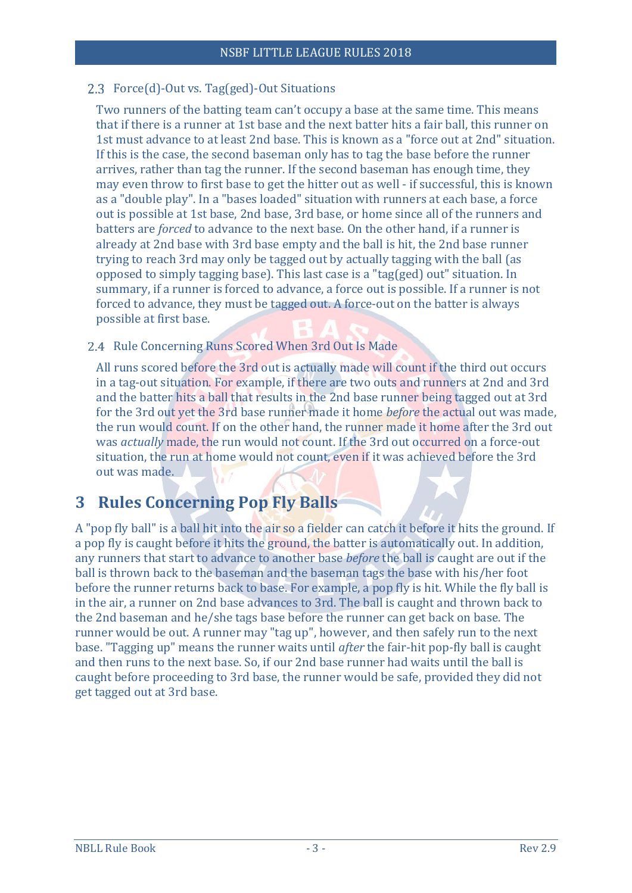### 2.3 Force(d)-Out vs. Tag(ged)-Out Situations

Two runners of the batting team can't occupy a base at the same time. This means that if there is a runner at 1st base and the next batter hits a fair ball, this runner on 1st must advance to at least 2nd base. This is known as a "force out at 2nd" situation. If this is the case, the second baseman only has to tag the base before the runner arrives, rather than tag the runner. If the second baseman has enough time, they may even throw to first base to get the hitter out as well - if successful, this is known as a "double play". In a "bases loaded" situation with runners at each base, a force out is possible at 1st base, 2nd base, 3rd base, or home since all of the runners and batters are *forced* to advance to the next base. On the other hand, if a runner is already at 2nd base with 3rd base empty and the ball is hit, the 2nd base runner trying to reach 3rd may only be tagged out by actually tagging with the ball (as opposed to simply tagging base). This last case is a "tag(ged) out" situation. In summary, if a runner is forced to advance, a force out is possible. If a runner is not forced to advance, they must be tagged out. A force-out on the batter is always possible at first base.

### 2.4 Rule Concerning Runs Scored When 3rd Out Is Made

All runs scored before the 3rd out is actually made will count if the third out occurs in a tag-out situation. For example, if there are two outs and runners at 2nd and 3rd and the batter hits a ball that results in the 2nd base runner being tagged out at 3rd for the 3rd out yet the 3rd base runner made it home *before* the actual out was made, the run would count. If on the other hand, the runner made it home after the 3rd out was *actually* made, the run would not count. If the 3rd out occurred on a force-out situation, the run at home would not count, even if it was achieved before the 3rd out was made.

## 3 Rules Concerning Pop Fly Balls

A "pop fly ball" is a ball hit into the air so a fielder can catch it before it hits the ground. If a pop fly is caught before it hits the ground, the batter is automatically out. In addition, any runners that start to advance to another base *before* the ball is caught are out if the ball is thrown back to the baseman and the baseman tags the base with his/her foot before the runner returns back to base. For example, a pop fly is hit. While the fly ball is in the air, a runner on 2nd base advances to 3rd. The ball is caught and thrown back to the 2nd baseman and he/she tags base before the runner can get back on base. The runner would be out. A runner may "tag up", however, and then safely run to the next base. "Tagging up" means the runner waits until *after* the fair-hit pop-fly ball is caught and then runs to the next base. So, if our 2nd base runner had waits until the ball is caught before proceeding to 3rd base, the runner would be safe, provided they did not get tagged out at 3rd base.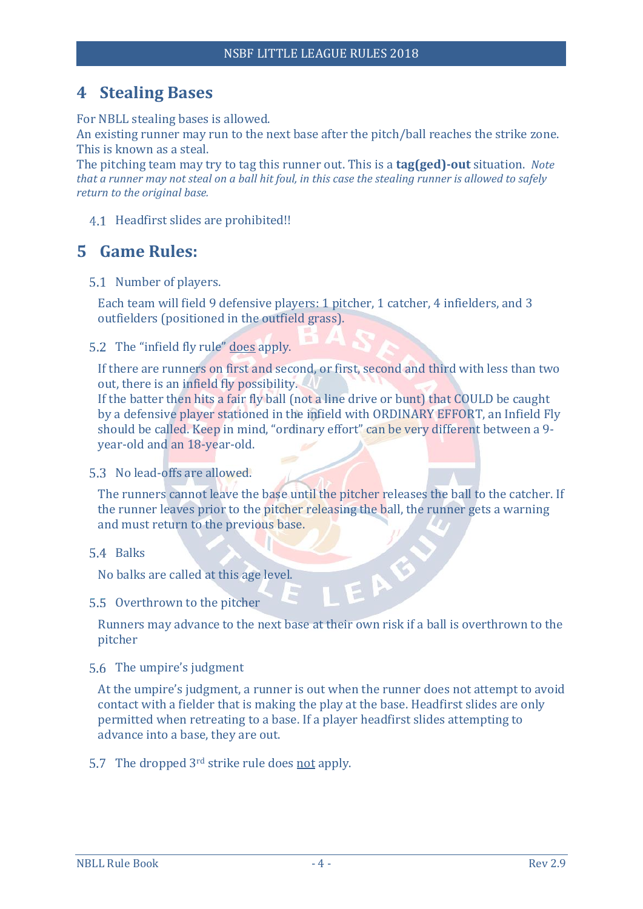# 4 Stealing Bases

For NBLL stealing bases is allowed.
An existing runner may run to the next base after the pitch/ball reaches the strike zone. This is known as a steal.
The pitching team may try to tag this runner out. This is a **tag(ged)-out** situation. *Note that a runner may not steal on a ball hit foul, in this case the stealing runner is allowed to safely return to the original base.*

4.1 Headfirst slides are prohibited!!

# 5 Game Rules:

5.1 Number of players.

Each team will field 9 defensive players: 1 pitcher, 1 catcher, 4 infielders, and 3 outfielders (positioned in the outfield grass).

5.2 The "infield fly rule" does apply.

If there are runners on first and second, or first, second and third with less than two out, there is an infield fly possibility.
If the batter then hits a fair fly ball (not a line drive or bunt) that COULD be caught by a defensive player stationed in the infield with ORDINARY EFFORT, an Infield Fly should be called. Keep in mind, "ordinary effort" can be very different between a 9-year-old and an 18-year-old.

5.3 No lead-offs are allowed.

The runners cannot leave the base until the pitcher releases the ball to the catcher. If the runner leaves prior to the pitcher releasing the ball, the runner gets a warning and must return to the previous base.

5.4 Balks

No balks are called at this age level.

5.5 Overthrown to the pitcher

Runners may advance to the next base at their own risk if a ball is overthrown to the pitcher

5.6 The umpire's judgment

At the umpire's judgment, a runner is out when the runner does not attempt to avoid contact with a fielder that is making the play at the base. Headfirst slides are only permitted when retreating to a base. If a player headfirst slides attempting to advance into a base, they are out.

5.7 The dropped 3rd strike rule does not apply.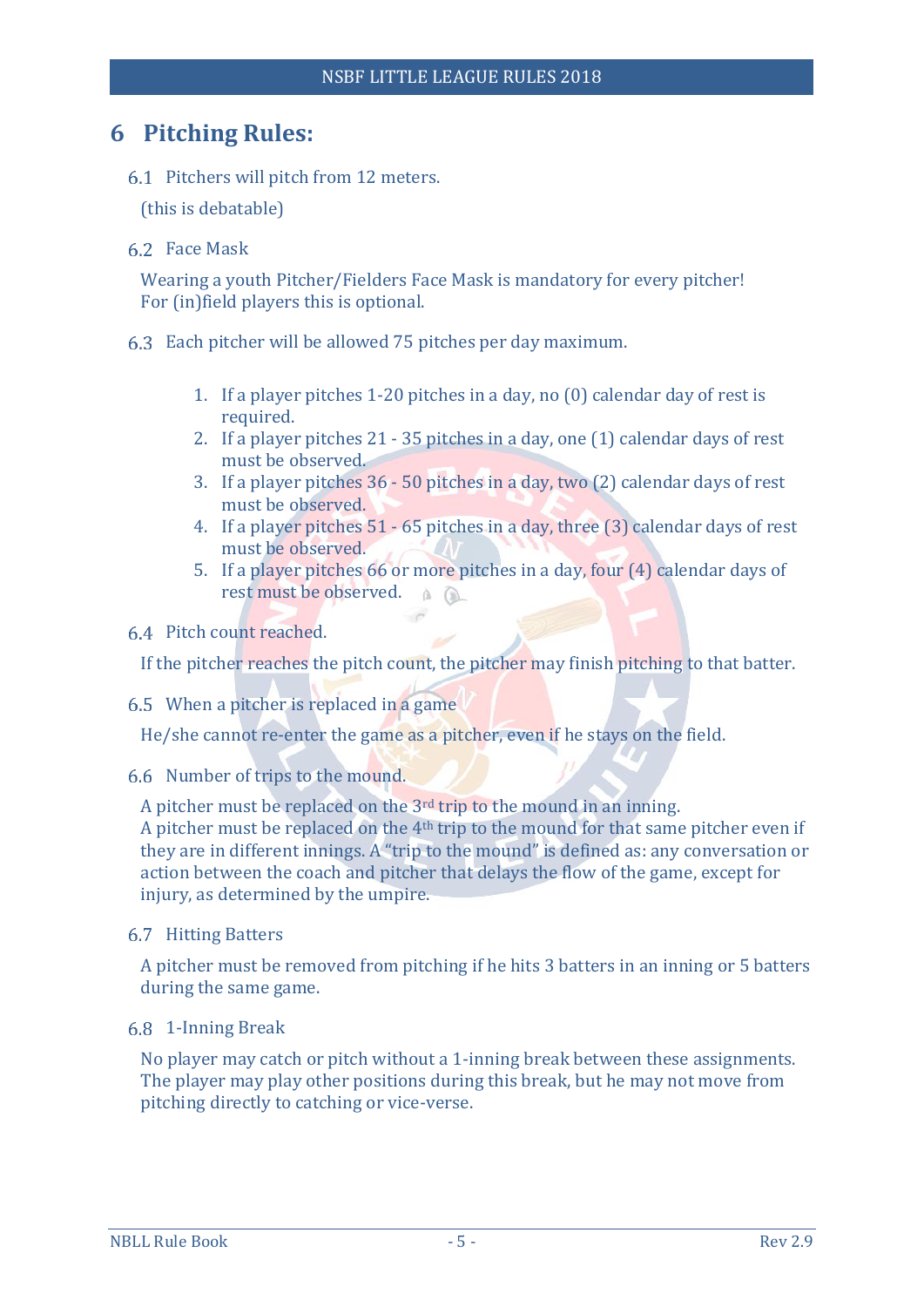# 6 Pitching Rules:

## 6.1 Pitchers will pitch from 12 meters.

(this is debatable)

## 6.2 Face Mask

Wearing a youth Pitcher/Fielders Face Mask is mandatory for every pitcher!
For (in)field players this is optional.

## 6.3 Each pitcher will be allowed 75 pitches per day maximum.

1. If a player pitches 1-20 pitches in a day, no (0) calendar day of rest is required.
2. If a player pitches 21 - 35 pitches in a day, one (1) calendar days of rest must be observed.
3. If a player pitches 36 - 50 pitches in a day, two (2) calendar days of rest must be observed.
4. If a player pitches 51 - 65 pitches in a day, three (3) calendar days of rest must be observed.
5. If a player pitches 66 or more pitches in a day, four (4) calendar days of rest must be observed.

## 6.4 Pitch count reached.

If the pitcher reaches the pitch count, the pitcher may finish pitching to that batter.

## 6.5 When a pitcher is replaced in a game

He/she cannot re-enter the game as a pitcher, even if he stays on the field.

## 6.6 Number of trips to the mound.

A pitcher must be replaced on the 3rd trip to the mound in an inning.
A pitcher must be replaced on the 4th trip to the mound for that same pitcher even if they are in different innings. A "trip to the mound" is defined as: any conversation or action between the coach and pitcher that delays the flow of the game, except for injury, as determined by the umpire.

## 6.7 Hitting Batters

A pitcher must be removed from pitching if he hits 3 batters in an inning or 5 batters during the same game.

## 6.8 1-Inning Break

No player may catch or pitch without a 1-inning break between these assignments. The player may play other positions during this break, but he may not move from pitching directly to catching or vice-verse.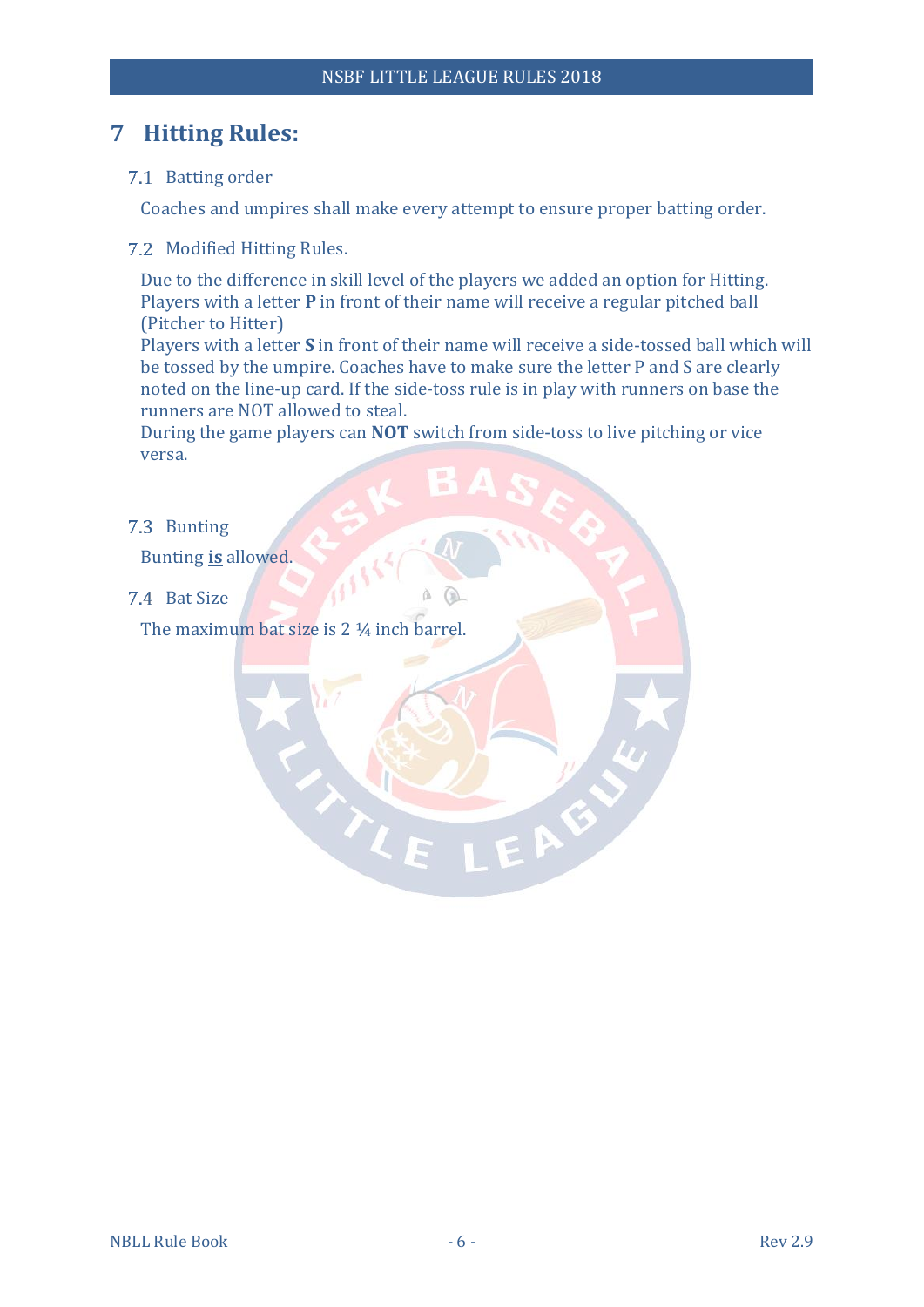# 7 Hitting Rules:

## 7.1 Batting order

Coaches and umpires shall make every attempt to ensure proper batting order.

## 7.2 Modified Hitting Rules.

Due to the difference in skill level of the players we added an option for Hitting. Players with a letter **P** in front of their name will receive a regular pitched ball (Pitcher to Hitter)

Players with a letter **S** in front of their name will receive a side-tossed ball which will be tossed by the umpire. Coaches have to make sure the letter P and S are clearly noted on the line-up card. If the side-toss rule is in play with runners on base the runners are NOT allowed to steal.

During the game players can **NOT** switch from side-toss to live pitching or vice versa.

## 7.3 Bunting

Bunting **is** allowed.

## 7.4 Bat Size

The maximum bat size is 2 ¼ inch barrel.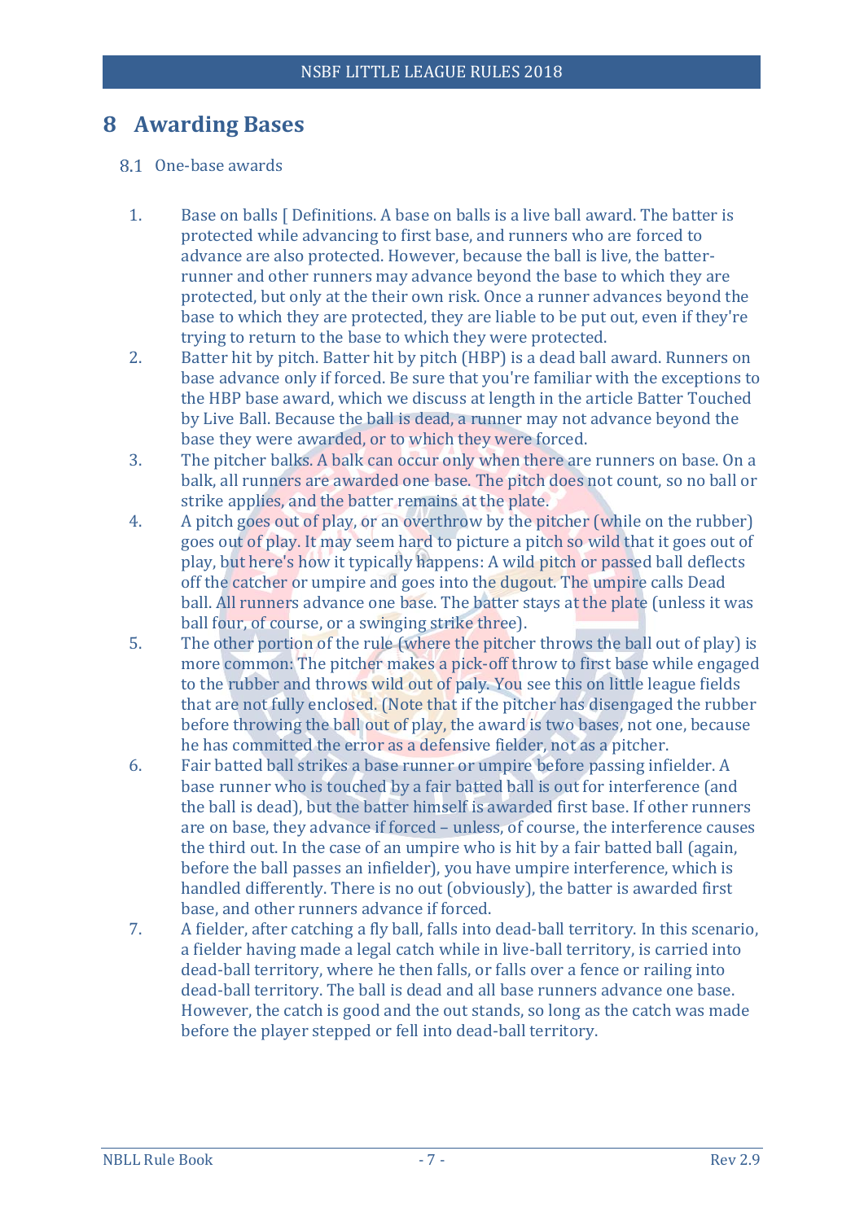# 8 Awarding Bases

## 8.1 One-base awards

1. Base on balls [ Definitions. A base on balls is a live ball award. The batter is protected while advancing to first base, and runners who are forced to advance are also protected. However, because the ball is live, the batter-runner and other runners may advance beyond the base to which they are protected, but only at the their own risk. Once a runner advances beyond the base to which they are protected, they are liable to be put out, even if they're trying to return to the base to which they were protected.
2. Batter hit by pitch. Batter hit by pitch (HBP) is a dead ball award. Runners on base advance only if forced. Be sure that you're familiar with the exceptions to the HBP base award, which we discuss at length in the article Batter Touched by Live Ball. Because the ball is dead, a runner may not advance beyond the base they were awarded, or to which they were forced.
3. The pitcher balks. A balk can occur only when there are runners on base. On a balk, all runners are awarded one base. The pitch does not count, so no ball or strike applies, and the batter remains at the plate.
4. A pitch goes out of play, or an overthrow by the pitcher (while on the rubber) goes out of play. It may seem hard to picture a pitch so wild that it goes out of play, but here's how it typically happens: A wild pitch or passed ball deflects off the catcher or umpire and goes into the dugout. The umpire calls Dead ball. All runners advance one base. The batter stays at the plate (unless it was ball four, of course, or a swinging strike three).
5. The other portion of the rule (where the pitcher throws the ball out of play) is more common: The pitcher makes a pick-off throw to first base while engaged to the rubber and throws wild out of paly. You see this on little league fields that are not fully enclosed. (Note that if the pitcher has disengaged the rubber before throwing the ball out of play, the award is two bases, not one, because he has committed the error as a defensive fielder, not as a pitcher.
6. Fair batted ball strikes a base runner or umpire before passing infielder. A base runner who is touched by a fair batted ball is out for interference (and the ball is dead), but the batter himself is awarded first base. If other runners are on base, they advance if forced – unless, of course, the interference causes the third out. In the case of an umpire who is hit by a fair batted ball (again, before the ball passes an infielder), you have umpire interference, which is handled differently. There is no out (obviously), the batter is awarded first base, and other runners advance if forced.
7. A fielder, after catching a fly ball, falls into dead-ball territory. In this scenario, a fielder having made a legal catch while in live-ball territory, is carried into dead-ball territory, where he then falls, or falls over a fence or railing into dead-ball territory. The ball is dead and all base runners advance one base. However, the catch is good and the out stands, so long as the catch was made before the player stepped or fell into dead-ball territory.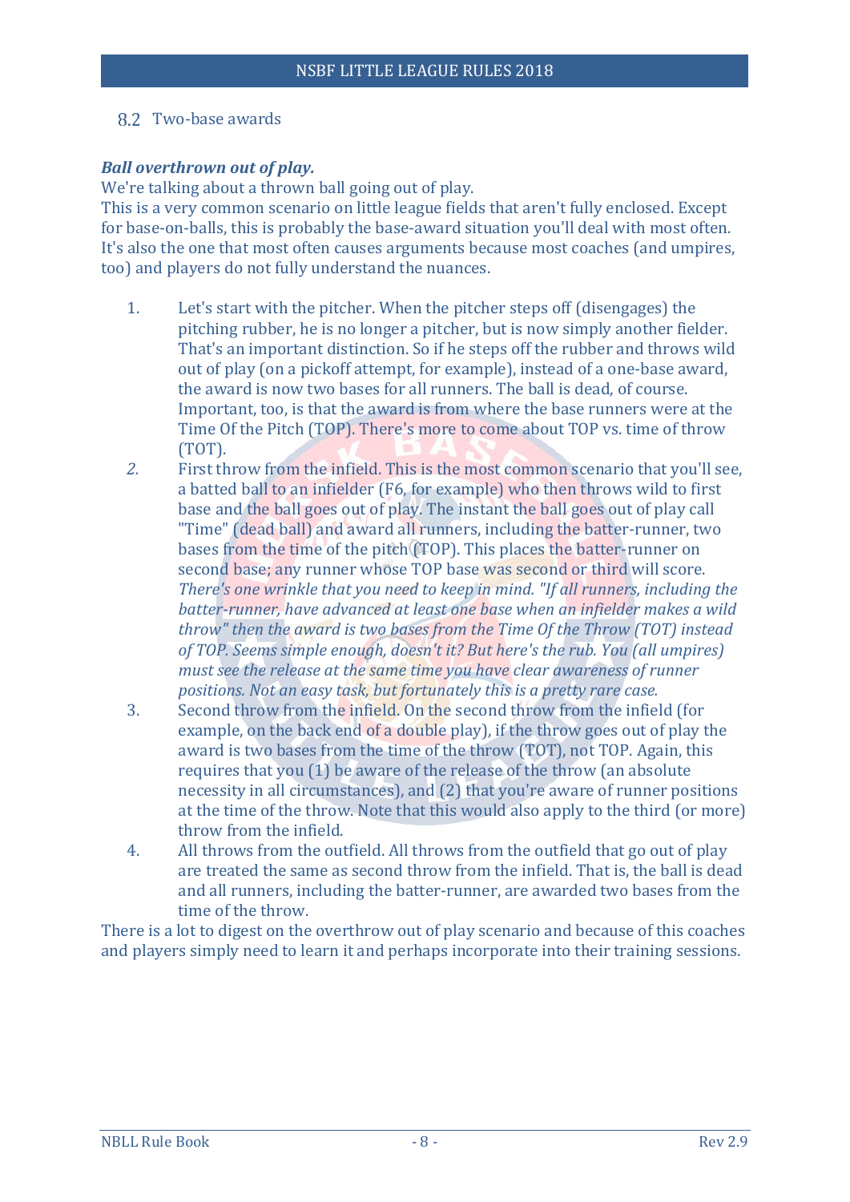## 8.2 Two-base awards

***Ball overthrown out of play.***

We're talking about a thrown ball going out of play.

This is a very common scenario on little league fields that aren't fully enclosed. Except for base-on-balls, this is probably the base-award situation you'll deal with most often. It's also the one that most often causes arguments because most coaches (and umpires, too) and players do not fully understand the nuances.

1. Let's start with the pitcher. When the pitcher steps off (disengages) the pitching rubber, he is no longer a pitcher, but is now simply another fielder. That's an important distinction. So if he steps off the rubber and throws wild out of play (on a pickoff attempt, for example), instead of a one-base award, the award is now two bases for all runners. The ball is dead, of course. Important, too, is that the award is from where the base runners were at the Time Of the Pitch (TOP). There's more to come about TOP vs. time of throw (TOT).
2. First throw from the infield. This is the most common scenario that you'll see, a batted ball to an infielder (F6, for example) who then throws wild to first base and the ball goes out of play. The instant the ball goes out of play call "Time" (dead ball) and award all runners, including the batter-runner, two bases from the time of the pitch (TOP). This places the batter-runner on second base; any runner whose TOP base was second or third will score. *There's one wrinkle that you need to keep in mind. "If all runners, including the batter-runner, have advanced at least one base when an infielder makes a wild throw" then the award is two bases from the Time Of the Throw (TOT) instead of TOP. Seems simple enough, doesn't it? But here's the rub. You (all umpires) must see the release at the same time you have clear awareness of runner positions. Not an easy task, but fortunately this is a pretty rare case.*
3. Second throw from the infield. On the second throw from the infield (for example, on the back end of a double play), if the throw goes out of play the award is two bases from the time of the throw (TOT), not TOP. Again, this requires that you (1) be aware of the release of the throw (an absolute necessity in all circumstances), and (2) that you're aware of runner positions at the time of the throw. Note that this would also apply to the third (or more) throw from the infield.
4. All throws from the outfield. All throws from the outfield that go out of play are treated the same as second throw from the infield. That is, the ball is dead and all runners, including the batter-runner, are awarded two bases from the time of the throw.

There is a lot to digest on the overthrow out of play scenario and because of this coaches and players simply need to learn it and perhaps incorporate into their training sessions.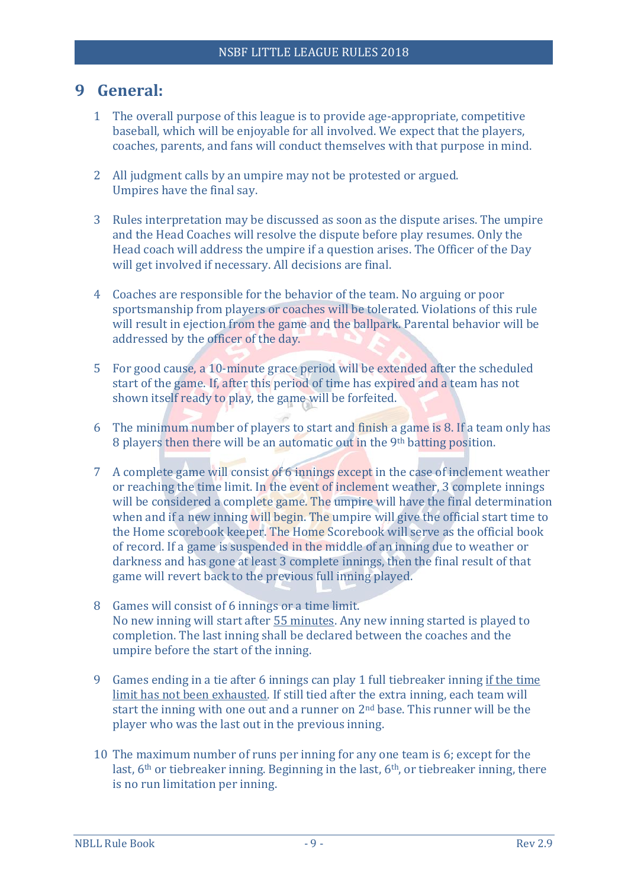# 9 General:

1. The overall purpose of this league is to provide age-appropriate, competitive baseball, which will be enjoyable for all involved. We expect that the players, coaches, parents, and fans will conduct themselves with that purpose in mind.

2. All judgment calls by an umpire may not be protested or argued. Umpires have the final say.

3. Rules interpretation may be discussed as soon as the dispute arises. The umpire and the Head Coaches will resolve the dispute before play resumes. Only the Head coach will address the umpire if a question arises. The Officer of the Day will get involved if necessary. All decisions are final.

4. Coaches are responsible for the behavior of the team. No arguing or poor sportsmanship from players or coaches will be tolerated. Violations of this rule will result in ejection from the game and the ballpark. Parental behavior will be addressed by the officer of the day.

5. For good cause, a 10-minute grace period will be extended after the scheduled start of the game. If, after this period of time has expired and a team has not shown itself ready to play, the game will be forfeited.

6. The minimum number of players to start and finish a game is 8. If a team only has 8 players then there will be an automatic out in the 9th batting position.

7. A complete game will consist of 6 innings except in the case of inclement weather or reaching the time limit. In the event of inclement weather, 3 complete innings will be considered a complete game. The umpire will have the final determination when and if a new inning will begin. The umpire will give the official start time to the Home scorebook keeper. The Home Scorebook will serve as the official book of record. If a game is suspended in the middle of an inning due to weather or darkness and has gone at least 3 complete innings, then the final result of that game will revert back to the previous full inning played.

8. Games will consist of 6 innings or a time limit. No new inning will start after <u>55 minutes</u>. Any new inning started is played to completion. The last inning shall be declared between the coaches and the umpire before the start of the inning.

9. Games ending in a tie after 6 innings can play 1 full tiebreaker inning <u>if the time limit has not been exhausted</u>. If still tied after the extra inning, each team will start the inning with one out and a runner on 2nd base. This runner will be the player who was the last out in the previous inning.

10. The maximum number of runs per inning for any one team is 6; except for the last, 6th or tiebreaker inning. Beginning in the last, 6th, or tiebreaker inning, there is no run limitation per inning.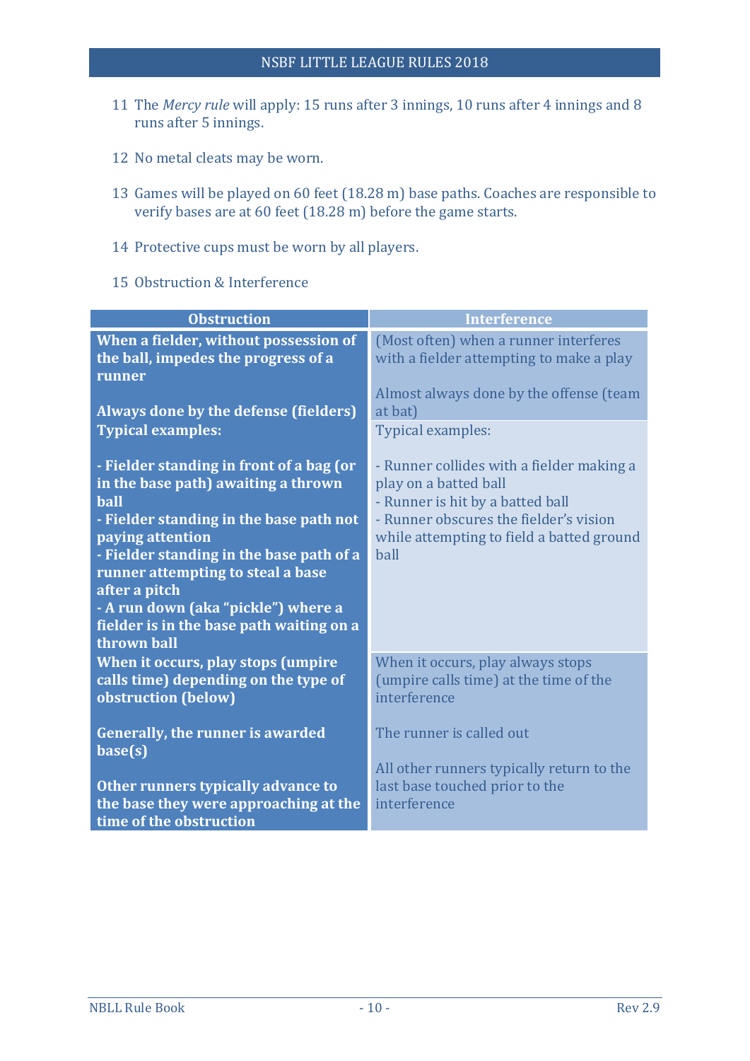11 The *Mercy rule* will apply: 15 runs after 3 innings, 10 runs after 4 innings and 8 runs after 5 innings.

12 No metal cleats may be worn.

13 Games will be played on 60 feet (18.28 m) base paths. Coaches are responsible to verify bases are at 60 feet (18.28 m) before the game starts.

14 Protective cups must be worn by all players.

15 Obstruction & Interference

| Obstruction | Interference |
|---|---|
| **When a fielder, without possession of the ball, impedes the progress of a runner**<br><br>**Always done by the defense (fielders)** | (Most often) when a runner interferes with a fielder attempting to make a play<br><br>Almost always done by the offense (team at bat) |
| **Typical examples:**<br><br>**- Fielder standing in front of a bag (or in the base path) awaiting a thrown ball**<br>**- Fielder standing in the base path not paying attention**<br>**- Fielder standing in the base path of a runner attempting to steal a base after a pitch**<br>**- A run down (aka "pickle") where a fielder is in the base path waiting on a thrown ball** | Typical examples:<br><br>- Runner collides with a fielder making a play on a batted ball<br>- Runner is hit by a batted ball<br>- Runner obscures the fielder's vision while attempting to field a batted ground ball |
| **When it occurs, play stops (umpire calls time) depending on the type of obstruction (below)**<br><br>**Generally, the runner is awarded base(s)**<br><br>**Other runners typically advance to the base they were approaching at the time of the obstruction** | When it occurs, play always stops (umpire calls time) at the time of the interference<br><br>The runner is called out<br><br>All other runners typically return to the last base touched prior to the interference |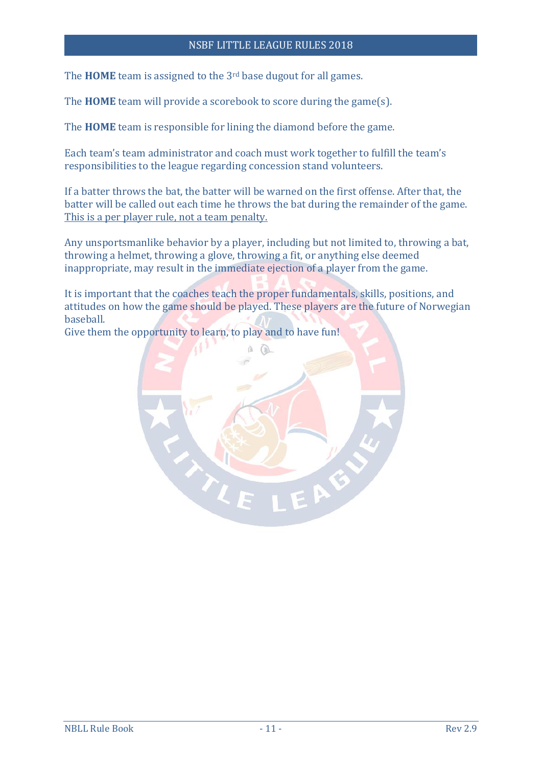The **HOME** team is assigned to the 3rd base dugout for all games.

The **HOME** team will provide a scorebook to score during the game(s).

The **HOME** team is responsible for lining the diamond before the game.

Each team's team administrator and coach must work together to fulfill the team's responsibilities to the league regarding concession stand volunteers.

If a batter throws the bat, the batter will be warned on the first offense. After that, the batter will be called out each time he throws the bat during the remainder of the game. <u>This is a per player rule, not a team penalty.</u>

Any unsportsmanlike behavior by a player, including but not limited to, throwing a bat, throwing a helmet, throwing a glove, throwing a fit, or anything else deemed inappropriate, may result in the immediate ejection of a player from the game.

It is important that the coaches teach the proper fundamentals, skills, positions, and attitudes on how the game should be played. These players are the future of Norwegian baseball.
Give them the opportunity to learn, to play and to have fun!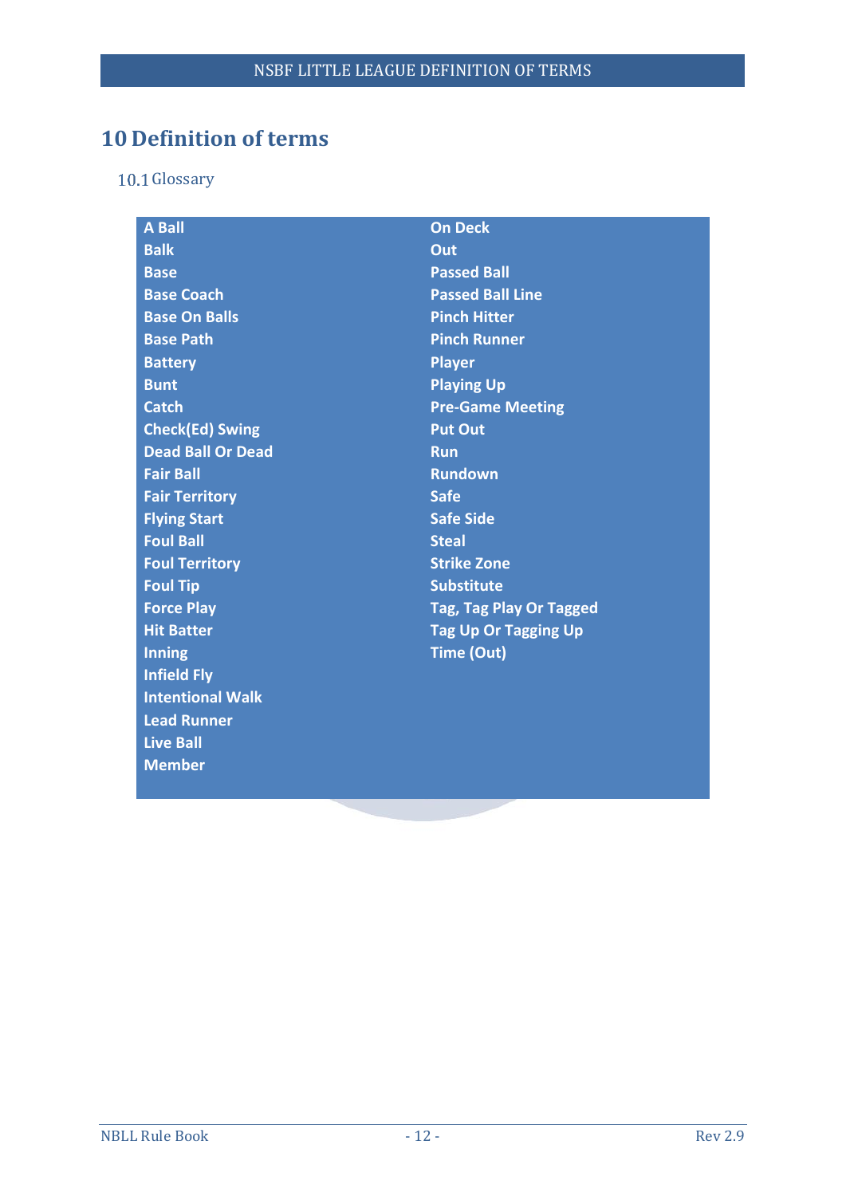# 10 Definition of terms

## 10.1 Glossary

- **A Ball**
- **Balk**
- **Base**
- **Base Coach**
- **Base On Balls**
- **Base Path**
- **Battery**
- **Bunt**
- **Catch**
- **Check(Ed) Swing**
- **Dead Ball Or Dead**
- **Fair Ball**
- **Fair Territory**
- **Flying Start**
- **Foul Ball**
- **Foul Territory**
- **Foul Tip**
- **Force Play**
- **Hit Batter**
- **Inning**
- **Infield Fly**
- **Intentional Walk**
- **Lead Runner**
- **Live Ball**
- **Member**
- **On Deck**
- **Out**
- **Passed Ball**
- **Passed Ball Line**
- **Pinch Hitter**
- **Pinch Runner**
- **Player**
- **Playing Up**
- **Pre-Game Meeting**
- **Put Out**
- **Run**
- **Rundown**
- **Safe**
- **Safe Side**
- **Steal**
- **Strike Zone**
- **Substitute**
- **Tag, Tag Play Or Tagged**
- **Tag Up Or Tagging Up**
- **Time (Out)**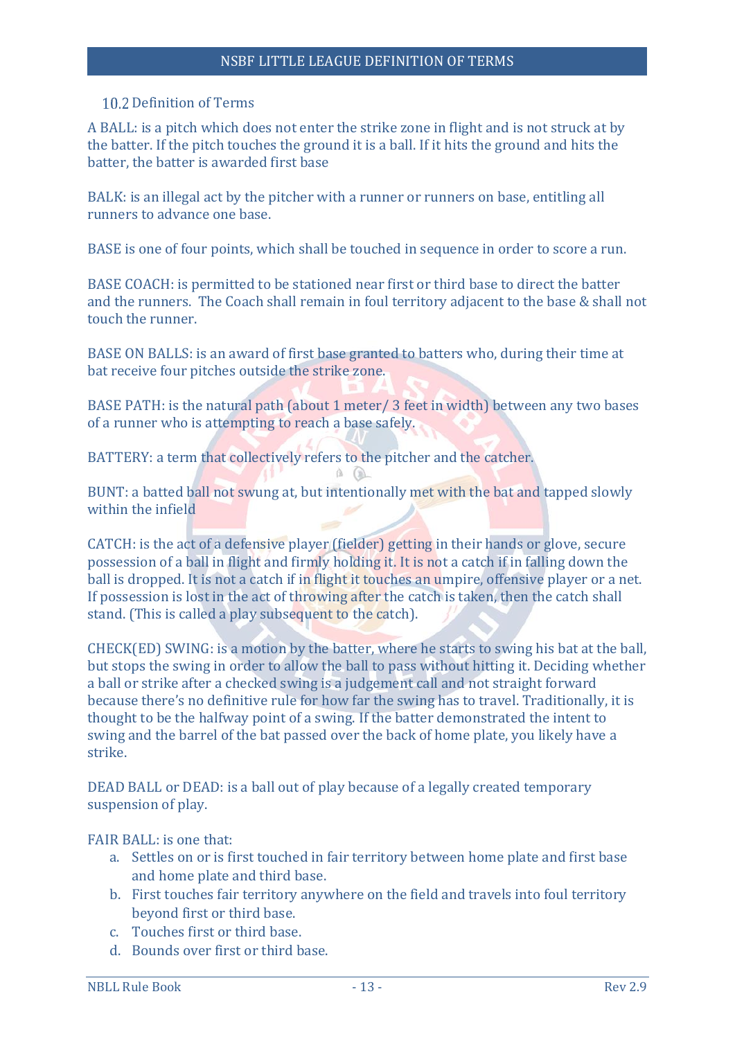## 10.2 Definition of Terms

A BALL: is a pitch which does not enter the strike zone in flight and is not struck at by the batter. If the pitch touches the ground it is a ball. If it hits the ground and hits the batter, the batter is awarded first base

BALK: is an illegal act by the pitcher with a runner or runners on base, entitling all runners to advance one base.

BASE is one of four points, which shall be touched in sequence in order to score a run.

BASE COACH: is permitted to be stationed near first or third base to direct the batter and the runners. The Coach shall remain in foul territory adjacent to the base & shall not touch the runner.

BASE ON BALLS: is an award of first base granted to batters who, during their time at bat receive four pitches outside the strike zone.

BASE PATH: is the natural path (about 1 meter/ 3 feet in width) between any two bases of a runner who is attempting to reach a base safely.

BATTERY: a term that collectively refers to the pitcher and the catcher.

BUNT: a batted ball not swung at, but intentionally met with the bat and tapped slowly within the infield

CATCH: is the act of a defensive player (fielder) getting in their hands or glove, secure possession of a ball in flight and firmly holding it. It is not a catch if in falling down the ball is dropped. It is not a catch if in flight it touches an umpire, offensive player or a net. If possession is lost in the act of throwing after the catch is taken, then the catch shall stand. (This is called a play subsequent to the catch).

CHECK(ED) SWING: is a motion by the batter, where he starts to swing his bat at the ball, but stops the swing in order to allow the ball to pass without hitting it. Deciding whether a ball or strike after a checked swing is a judgement call and not straight forward because there's no definitive rule for how far the swing has to travel. Traditionally, it is thought to be the halfway point of a swing. If the batter demonstrated the intent to swing and the barrel of the bat passed over the back of home plate, you likely have a strike.

DEAD BALL or DEAD: is a ball out of play because of a legally created temporary suspension of play.

FAIR BALL: is one that:

a. Settles on or is first touched in fair territory between home plate and first base and home plate and third base.
b. First touches fair territory anywhere on the field and travels into foul territory beyond first or third base.
c. Touches first or third base.
d. Bounds over first or third base.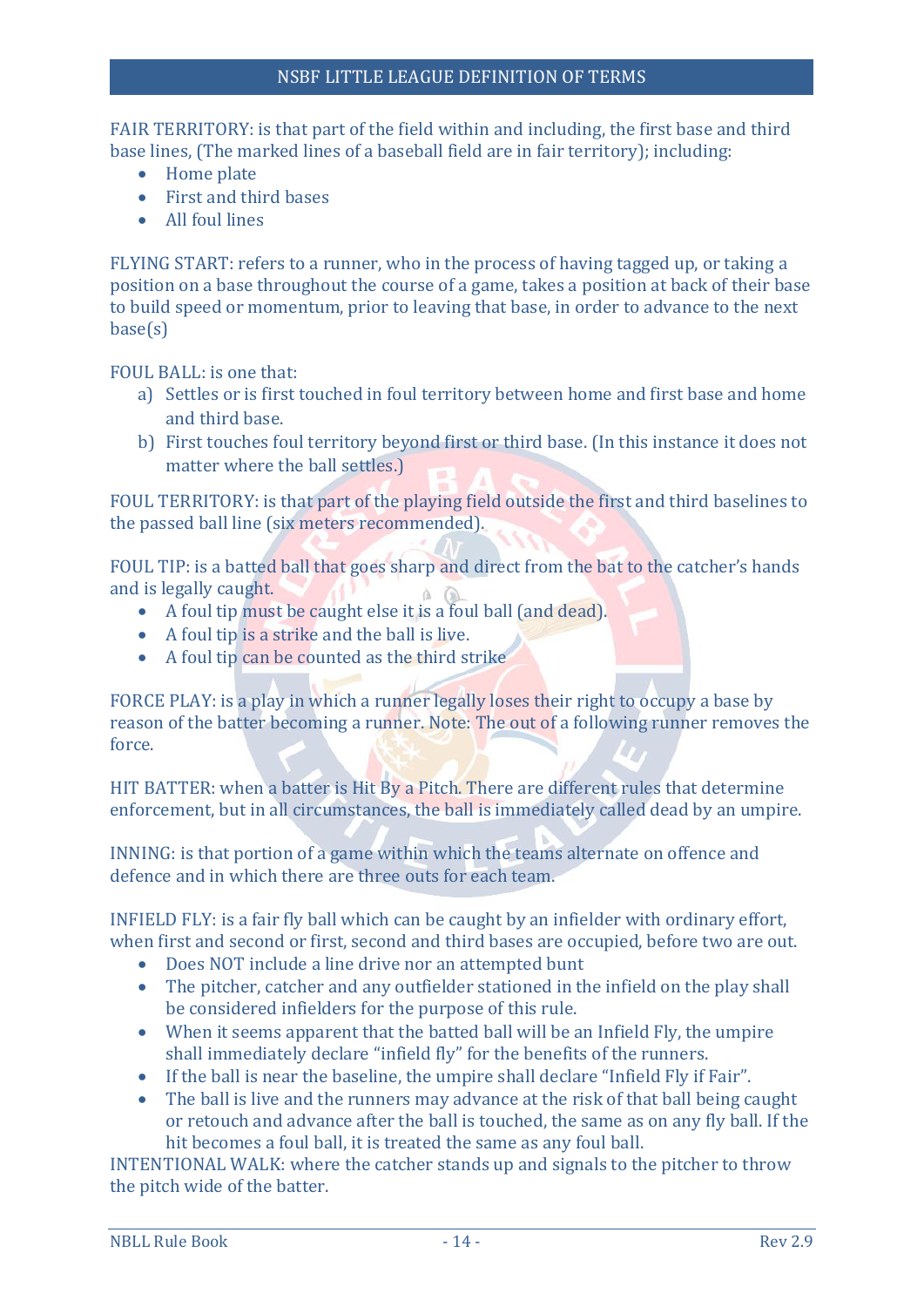FAIR TERRITORY: is that part of the field within and including, the first base and third base lines, (The marked lines of a baseball field are in fair territory); including:

- Home plate
- First and third bases
- All foul lines

FLYING START: refers to a runner, who in the process of having tagged up, or taking a position on a base throughout the course of a game, takes a position at back of their base to build speed or momentum, prior to leaving that base, in order to advance to the next base(s)

FOUL BALL: is one that:

a) Settles or is first touched in foul territory between home and first base and home and third base.
b) First touches foul territory beyond first or third base. (In this instance it does not matter where the ball settles.)

FOUL TERRITORY: is that part of the playing field outside the first and third baselines to the passed ball line (six meters recommended).

FOUL TIP: is a batted ball that goes sharp and direct from the bat to the catcher's hands and is legally caught.

- A foul tip must be caught else it is a foul ball (and dead).
- A foul tip is a strike and the ball is live.
- A foul tip can be counted as the third strike

FORCE PLAY: is a play in which a runner legally loses their right to occupy a base by reason of the batter becoming a runner. Note: The out of a following runner removes the force.

HIT BATTER: when a batter is Hit By a Pitch. There are different rules that determine enforcement, but in all circumstances, the ball is immediately called dead by an umpire.

INNING: is that portion of a game within which the teams alternate on offence and defence and in which there are three outs for each team.

INFIELD FLY: is a fair fly ball which can be caught by an infielder with ordinary effort, when first and second or first, second and third bases are occupied, before two are out.

- Does NOT include a line drive nor an attempted bunt
- The pitcher, catcher and any outfielder stationed in the infield on the play shall be considered infielders for the purpose of this rule.
- When it seems apparent that the batted ball will be an Infield Fly, the umpire shall immediately declare "infield fly" for the benefits of the runners.
- If the ball is near the baseline, the umpire shall declare "Infield Fly if Fair".
- The ball is live and the runners may advance at the risk of that ball being caught or retouch and advance after the ball is touched, the same as on any fly ball. If the hit becomes a foul ball, it is treated the same as any foul ball.

INTENTIONAL WALK: where the catcher stands up and signals to the pitcher to throw the pitch wide of the batter.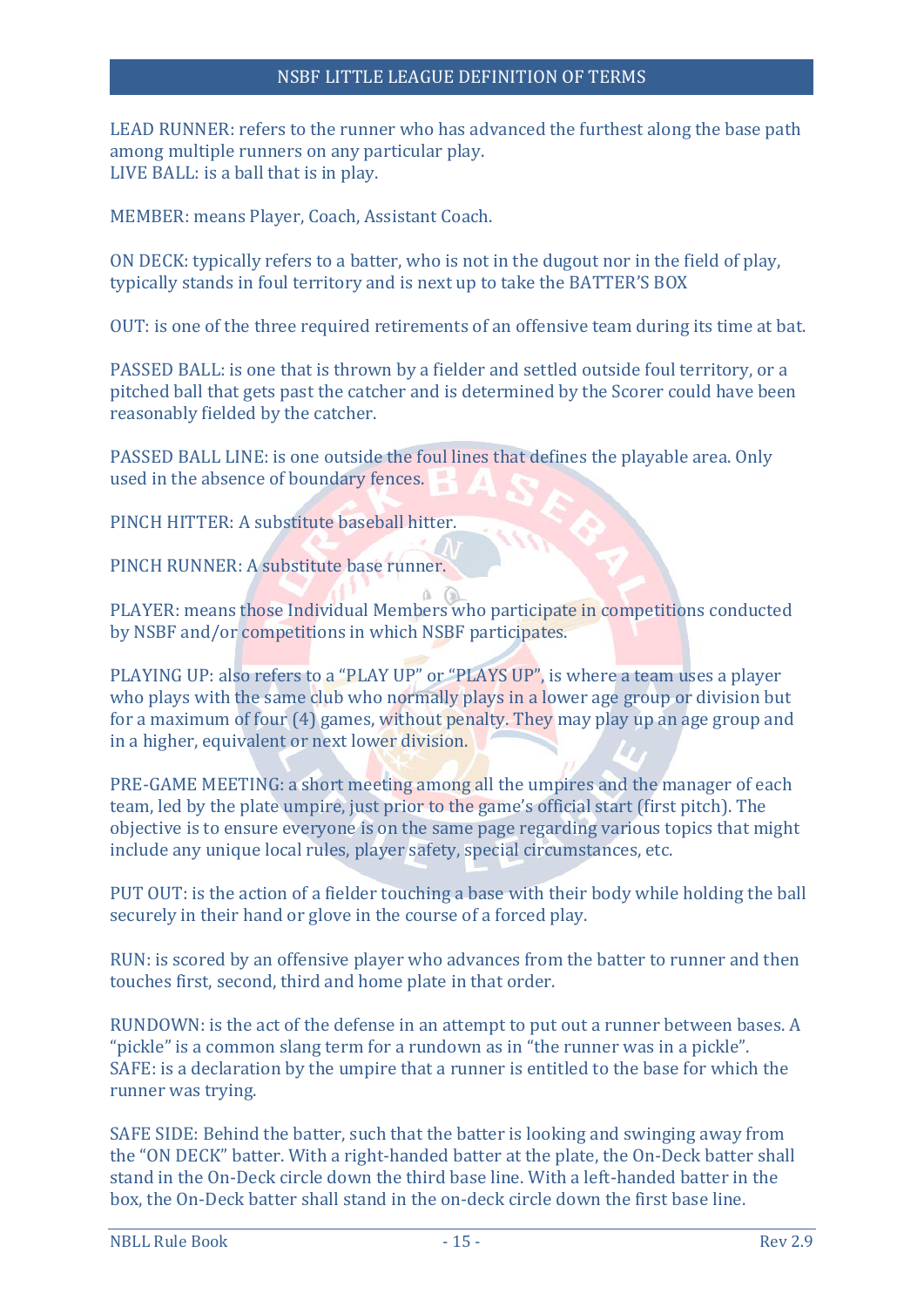LEAD RUNNER: refers to the runner who has advanced the furthest along the base path among multiple runners on any particular play.
LIVE BALL: is a ball that is in play.

MEMBER: means Player, Coach, Assistant Coach.

ON DECK: typically refers to a batter, who is not in the dugout nor in the field of play, typically stands in foul territory and is next up to take the BATTER'S BOX

OUT: is one of the three required retirements of an offensive team during its time at bat.

PASSED BALL: is one that is thrown by a fielder and settled outside foul territory, or a pitched ball that gets past the catcher and is determined by the Scorer could have been reasonably fielded by the catcher.

PASSED BALL LINE: is one outside the foul lines that defines the playable area. Only used in the absence of boundary fences.

PINCH HITTER: A substitute baseball hitter.

PINCH RUNNER: A substitute base runner.

PLAYER: means those Individual Members who participate in competitions conducted by NSBF and/or competitions in which NSBF participates.

PLAYING UP: also refers to a "PLAY UP" or "PLAYS UP", is where a team uses a player who plays with the same club who normally plays in a lower age group or division but for a maximum of four (4) games, without penalty. They may play up an age group and in a higher, equivalent or next lower division.

PRE-GAME MEETING: a short meeting among all the umpires and the manager of each team, led by the plate umpire, just prior to the game's official start (first pitch). The objective is to ensure everyone is on the same page regarding various topics that might include any unique local rules, player safety, special circumstances, etc.

PUT OUT: is the action of a fielder touching a base with their body while holding the ball securely in their hand or glove in the course of a forced play.

RUN: is scored by an offensive player who advances from the batter to runner and then touches first, second, third and home plate in that order.

RUNDOWN: is the act of the defense in an attempt to put out a runner between bases. A "pickle" is a common slang term for a rundown as in "the runner was in a pickle".
SAFE: is a declaration by the umpire that a runner is entitled to the base for which the runner was trying.

SAFE SIDE: Behind the batter, such that the batter is looking and swinging away from the "ON DECK" batter. With a right-handed batter at the plate, the On-Deck batter shall stand in the On-Deck circle down the third base line. With a left-handed batter in the box, the On-Deck batter shall stand in the on-deck circle down the first base line.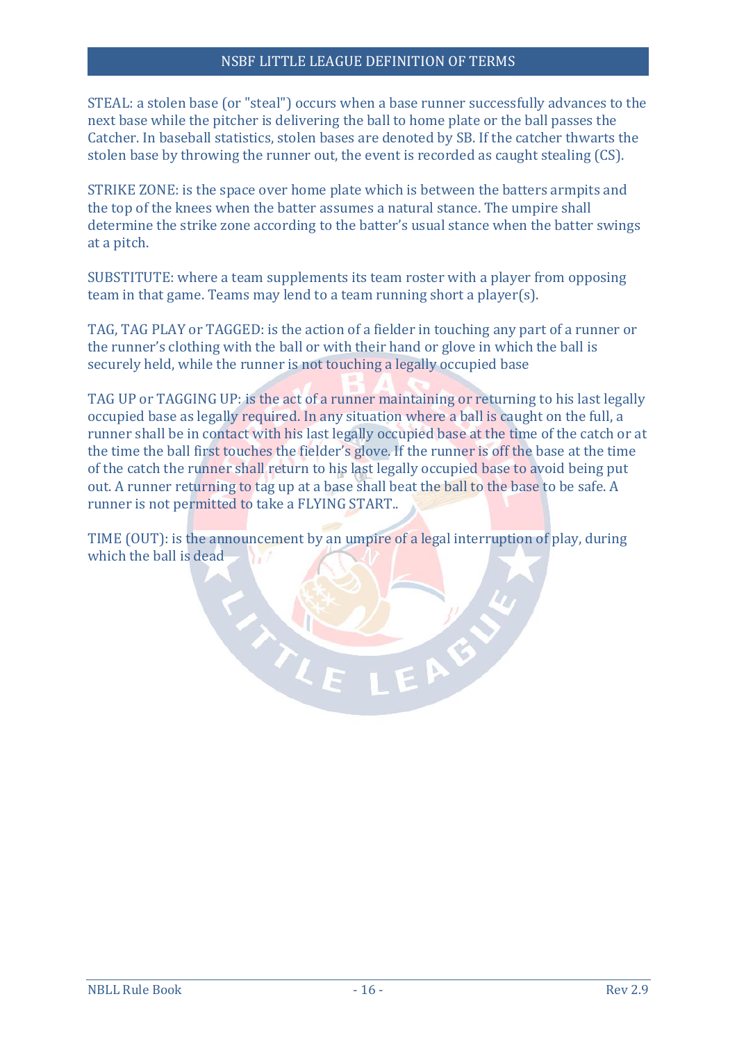STEAL: a stolen base (or "steal") occurs when a base runner successfully advances to the next base while the pitcher is delivering the ball to home plate or the ball passes the Catcher. In baseball statistics, stolen bases are denoted by SB. If the catcher thwarts the stolen base by throwing the runner out, the event is recorded as caught stealing (CS).

STRIKE ZONE: is the space over home plate which is between the batters armpits and the top of the knees when the batter assumes a natural stance. The umpire shall determine the strike zone according to the batter's usual stance when the batter swings at a pitch.

SUBSTITUTE: where a team supplements its team roster with a player from opposing team in that game. Teams may lend to a team running short a player(s).

TAG, TAG PLAY or TAGGED: is the action of a fielder in touching any part of a runner or the runner's clothing with the ball or with their hand or glove in which the ball is securely held, while the runner is not touching a legally occupied base

TAG UP or TAGGING UP: is the act of a runner maintaining or returning to his last legally occupied base as legally required. In any situation where a ball is caught on the full, a runner shall be in contact with his last legally occupied base at the time of the catch or at the time the ball first touches the fielder's glove. If the runner is off the base at the time of the catch the runner shall return to his last legally occupied base to avoid being put out. A runner returning to tag up at a base shall beat the ball to the base to be safe. A runner is not permitted to take a FLYING START..

TIME (OUT): is the announcement by an umpire of a legal interruption of play, during which the ball is dead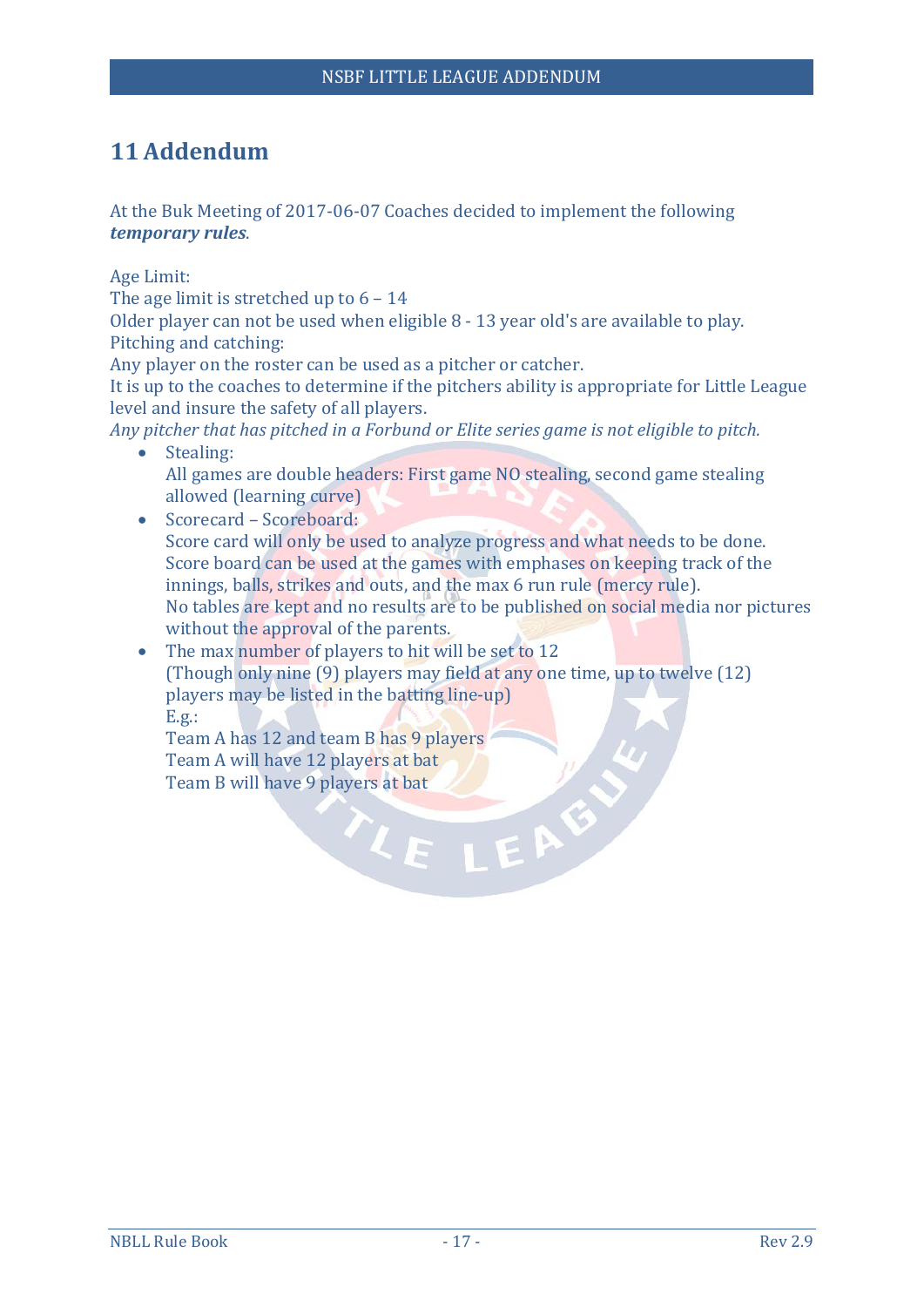# 11 Addendum

At the Buk Meeting of 2017-06-07 Coaches decided to implement the following ***temporary rules***.

Age Limit:
The age limit is stretched up to 6 – 14
Older player can not be used when eligible 8 - 13 year old's are available to play.
Pitching and catching:
Any player on the roster can be used as a pitcher or catcher.
It is up to the coaches to determine if the pitchers ability is appropriate for Little League level and insure the safety of all players.
*Any pitcher that has pitched in a Forbund or Elite series game is not eligible to pitch.*

- Stealing:
  All games are double headers: First game NO stealing, second game stealing allowed (learning curve)
- Scorecard – Scoreboard:
  Score card will only be used to analyze progress and what needs to be done.
  Score board can be used at the games with emphases on keeping track of the innings, balls, strikes and outs, and the max 6 run rule (mercy rule).
  No tables are kept and no results are to be published on social media nor pictures without the approval of the parents.
- The max number of players to hit will be set to 12
  (Though only nine (9) players may field at any one time, up to twelve (12) players may be listed in the batting line-up)
  E.g.:
  Team A has 12 and team B has 9 players
  Team A will have 12 players at bat
  Team B will have 9 players at bat